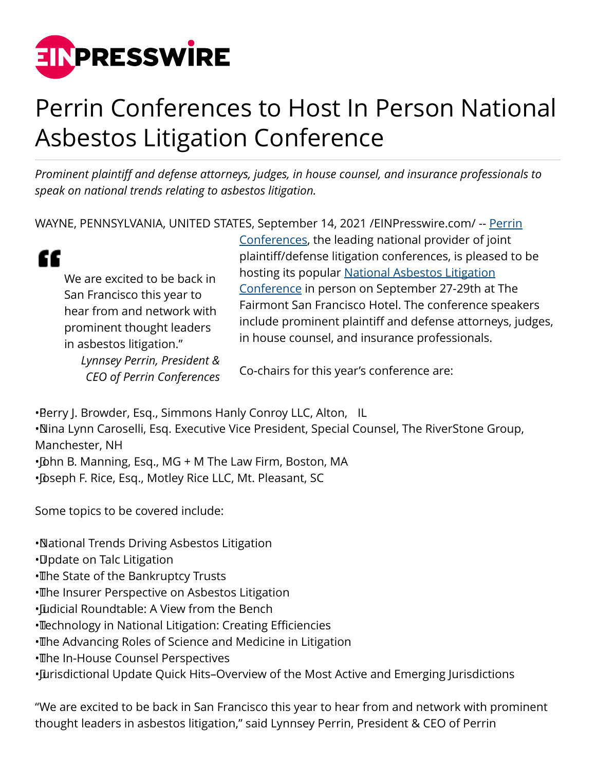# Perrin Conferences to Host In Person National Asbestos Litigation Conference

*Prominent plaintiff and defense attorneys, judges, in house counsel, and insurance professionals to speak on national trends relating to asbestos litigation.*

WAYNE, PENNSYLVANIA, UNITED STATES, September 14, 2021 /EINPresswire.com/ -- Perrin Conferences, the leading national provider of joint plaintiff/defense litigation conferences, is pleased to be hosting its popular National Asbestos Litigation Conference in person on September 27-29th at The Fairmont San Francisco Hotel. The conference speakers include prominent plaintiff and defense attorneys, judges, in house counsel, and insurance professionals.

> We are excited to be back in San Francisco this year to hear from and network with prominent thought leaders in asbestos litigation."
>
> *Lynnsey Perrin, President & CEO of Perrin Conferences*

Co-chairs for this year's conference are:

- Perry J. Browder, Esq., Simmons Hanly Conroy LLC, Alton, IL
- Nina Lynn Caroselli, Esq. Executive Vice President, Special Counsel, The RiverStone Group, Manchester, NH
- John B. Manning, Esq., MG + M The Law Firm, Boston, MA
- Joseph F. Rice, Esq., Motley Rice LLC, Mt. Pleasant, SC

Some topics to be covered include:

- National Trends Driving Asbestos Litigation
- Update on Talc Litigation
- The State of the Bankruptcy Trusts
- The Insurer Perspective on Asbestos Litigation
- Judicial Roundtable: A View from the Bench
- Technology in National Litigation: Creating Efficiencies
- The Advancing Roles of Science and Medicine in Litigation
- The In-House Counsel Perspectives
- Jurisdictional Update Quick Hits–Overview of the Most Active and Emerging Jurisdictions

"We are excited to be back in San Francisco this year to hear from and network with prominent thought leaders in asbestos litigation," said Lynnsey Perrin, President & CEO of Perrin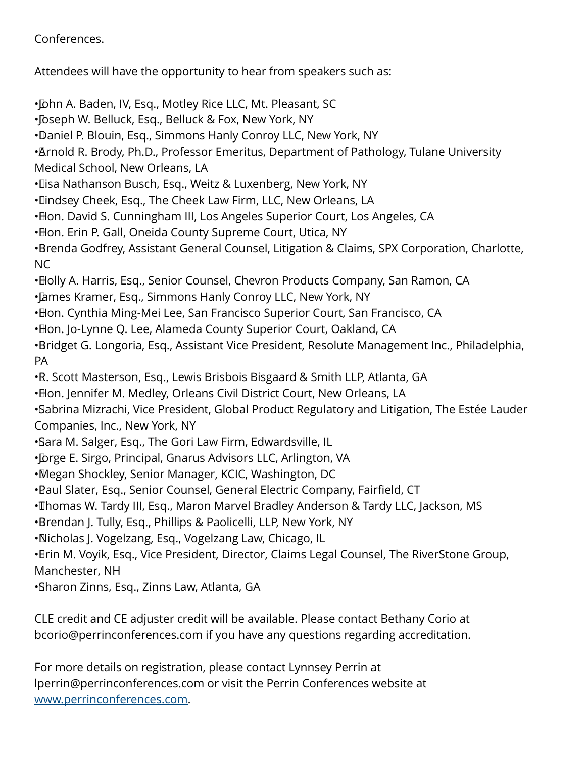Conferences.

Attendees will have the opportunity to hear from speakers such as:

- John A. Baden, IV, Esq., Motley Rice LLC, Mt. Pleasant, SC
- Joseph W. Belluck, Esq., Belluck & Fox, New York, NY
- Daniel P. Blouin, Esq., Simmons Hanly Conroy LLC, New York, NY
- Arnold R. Brody, Ph.D., Professor Emeritus, Department of Pathology, Tulane University Medical School, New Orleans, LA
- Lisa Nathanson Busch, Esq., Weitz & Luxenberg, New York, NY
- Lindsey Cheek, Esq., The Cheek Law Firm, LLC, New Orleans, LA
- Hon. David S. Cunningham III, Los Angeles Superior Court, Los Angeles, CA
- Hon. Erin P. Gall, Oneida County Supreme Court, Utica, NY
- Brenda Godfrey, Assistant General Counsel, Litigation & Claims, SPX Corporation, Charlotte, NC
- Holly A. Harris, Esq., Senior Counsel, Chevron Products Company, San Ramon, CA
- James Kramer, Esq., Simmons Hanly Conroy LLC, New York, NY
- Hon. Cynthia Ming-Mei Lee, San Francisco Superior Court, San Francisco, CA
- Hon. Jo-Lynne Q. Lee, Alameda County Superior Court, Oakland, CA
- Bridget G. Longoria, Esq., Assistant Vice President, Resolute Management Inc., Philadelphia, PA
- R. Scott Masterson, Esq., Lewis Brisbois Bisgaard & Smith LLP, Atlanta, GA
- Hon. Jennifer M. Medley, Orleans Civil District Court, New Orleans, LA
- Sabrina Mizrachi, Vice President, Global Product Regulatory and Litigation, The Estée Lauder Companies, Inc., New York, NY
- Sara M. Salger, Esq., The Gori Law Firm, Edwardsville, IL
- Jorge E. Sirgo, Principal, Gnarus Advisors LLC, Arlington, VA
- Megan Shockley, Senior Manager, KCIC, Washington, DC
- Paul Slater, Esq., Senior Counsel, General Electric Company, Fairfield, CT
- Thomas W. Tardy III, Esq., Maron Marvel Bradley Anderson & Tardy LLC, Jackson, MS
- Brendan J. Tully, Esq., Phillips & Paolicelli, LLP, New York, NY
- Nicholas J. Vogelzang, Esq., Vogelzang Law, Chicago, IL
- Erin M. Voyik, Esq., Vice President, Director, Claims Legal Counsel, The RiverStone Group, Manchester, NH
- Sharon Zinns, Esq., Zinns Law, Atlanta, GA

CLE credit and CE adjuster credit will be available. Please contact Bethany Corio at bcorio@perrinconferences.com if you have any questions regarding accreditation.

For more details on registration, please contact Lynnsey Perrin at lperrin@perrinconferences.com or visit the Perrin Conferences website at [www.perrinconferences.com](http://www.perrinconferences.com).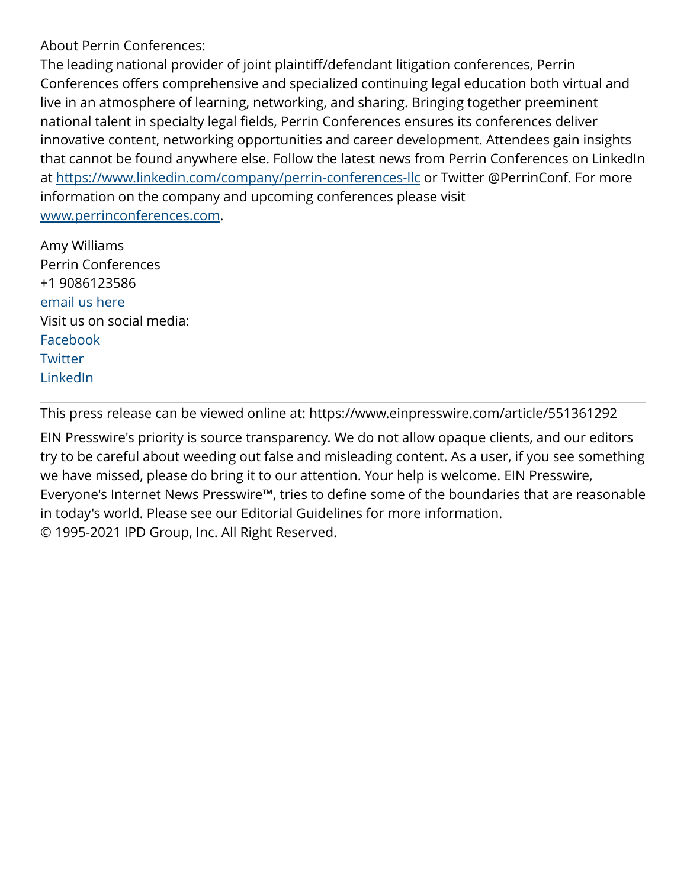About Perrin Conferences:
The leading national provider of joint plaintiff/defendant litigation conferences, Perrin Conferences offers comprehensive and specialized continuing legal education both virtual and live in an atmosphere of learning, networking, and sharing. Bringing together preeminent national talent in specialty legal fields, Perrin Conferences ensures its conferences deliver innovative content, networking opportunities and career development. Attendees gain insights that cannot be found anywhere else. Follow the latest news from Perrin Conferences on LinkedIn at [https://www.linkedin.com/company/perrin-conferences-llc](https://www.linkedin.com/company/perrin-conferences-llc) or Twitter @PerrinConf. For more information on the company and upcoming conferences please visit [www.perrinconferences.com](www.perrinconferences.com).

Amy Williams
Perrin Conferences
+1 9086123586
email us here
Visit us on social media:
Facebook
Twitter
LinkedIn

---

This press release can be viewed online at: https://www.einpresswire.com/article/551361292

EIN Presswire's priority is source transparency. We do not allow opaque clients, and our editors try to be careful about weeding out false and misleading content. As a user, if you see something we have missed, please do bring it to our attention. Your help is welcome. EIN Presswire, Everyone's Internet News Presswire™, tries to define some of the boundaries that are reasonable in today's world. Please see our Editorial Guidelines for more information.
© 1995-2021 IPD Group, Inc. All Right Reserved.